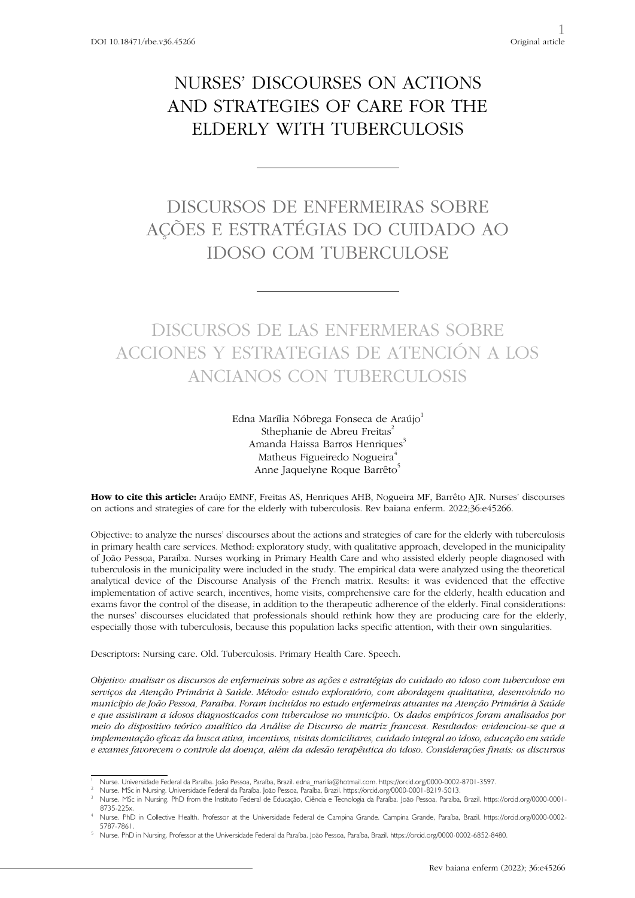DOI 10.18471/rbe.v36.45266

Original article

# NURSES' DISCOURSES ON ACTIONS AND STRATEGIES OF CARE FOR THE ELDERLY WITH TUBERCULOSIS

# DISCURSOS DE ENFERMEIRAS SOBRE AÇÕES E ESTRATÉGIAS DO CUIDADO AO IDOSO COM TUBERCULOSE

# DISCURSOS DE LAS ENFERMERAS SOBRE ACCIONES Y ESTRATEGIAS DE ATENCIÓN A LOS ANCIANOS CON TUBERCULOSIS

Edna Marília Nóbrega Fonseca de Araújo[1]
Sthephanie de Abreu Freitas[2]
Amanda Haissa Barros Henriques[3]
Matheus Figueiredo Nogueira[4]
Anne Jaquelyne Roque Barrêto[5]

**How to cite this article:** Araújo EMNF, Freitas AS, Henriques AHB, Nogueira MF, Barrêto AJR. Nurses' discourses on actions and strategies of care for the elderly with tuberculosis. Rev baiana enferm. 2022;36:e45266.

Objective: to analyze the nurses' discourses about the actions and strategies of care for the elderly with tuberculosis in primary health care services. Method: exploratory study, with qualitative approach, developed in the municipality of João Pessoa, Paraíba. Nurses working in Primary Health Care and who assisted elderly people diagnosed with tuberculosis in the municipality were included in the study. The empirical data were analyzed using the theoretical analytical device of the Discourse Analysis of the French matrix. Results: it was evidenced that the effective implementation of active search, incentives, home visits, comprehensive care for the elderly, health education and exams favor the control of the disease, in addition to the therapeutic adherence of the elderly. Final considerations: the nurses' discourses elucidated that professionals should rethink how they are producing care for the elderly, especially those with tuberculosis, because this population lacks specific attention, with their own singularities.

Descriptors: Nursing care. Old. Tuberculosis. Primary Health Care. Speech.

*Objetivo: analisar os discursos de enfermeiras sobre as ações e estratégias do cuidado ao idoso com tuberculose em serviços da Atenção Primária à Saúde. Método: estudo exploratório, com abordagem qualitativa, desenvolvido no município de João Pessoa, Paraíba. Foram incluídos no estudo enfermeiras atuantes na Atenção Primária à Saúde e que assistiram a idosos diagnosticados com tuberculose no município. Os dados empíricos foram analisados por meio do dispositivo teórico analítico da Análise de Discurso de matriz francesa. Resultados: evidenciou-se que a implementação eficaz da busca ativa, incentivos, visitas domiciliares, cuidado integral ao idoso, educação em saúde e exames favorecem o controle da doença, além da adesão terapêutica do idoso. Considerações finais: os discursos*

---

[1] Nurse. Universidade Federal da Paraíba. João Pessoa, Paraíba, Brazil. edna_marilia@hotmail.com. https://orcid.org/0000-0002-8701-3597.

[2] Nurse. MSc in Nursing. Universidade Federal da Paraíba. João Pessoa, Paraíba, Brazil. https://orcid.org/0000-0001-8219-5013.

[3] Nurse. MSc in Nursing. PhD from the Instituto Federal de Educação, Ciência e Tecnologia da Paraíba. João Pessoa, Paraíba, Brazil. https://orcid.org/0000-0001-8735-225x.

[4] Nurse. PhD in Collective Health. Professor at the Universidade Federal de Campina Grande. Campina Grande, Paraíba, Brazil. https://orcid.org/0000-0002-5787-7861.

[5] Nurse. PhD in Nursing. Professor at the Universidade Federal da Paraíba. João Pessoa, Paraíba, Brazil. https://orcid.org/0000-0002-6852-8480.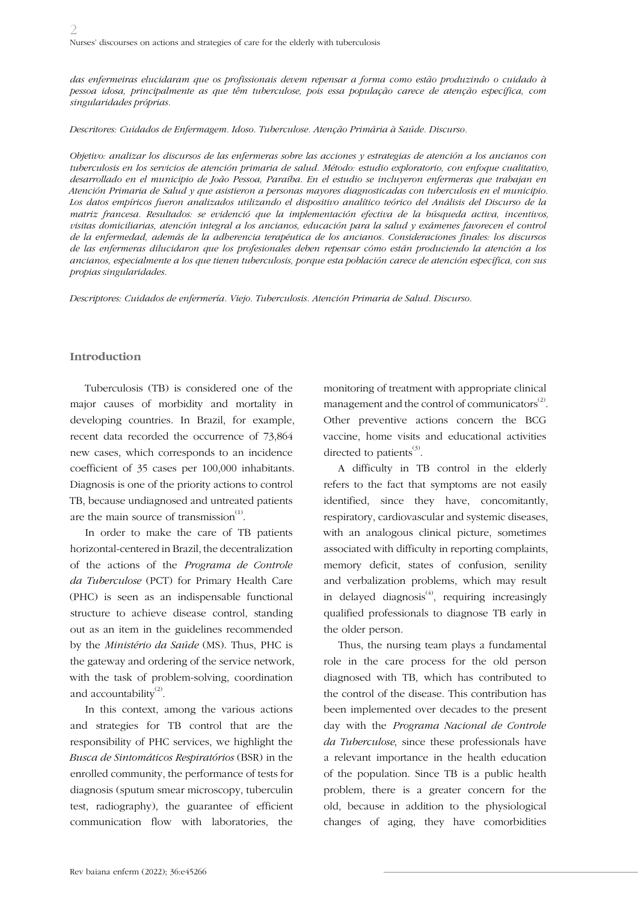*das enfermeiras elucidaram que os profissionais devem repensar a forma como estão produzindo o cuidado à pessoa idosa, principalmente as que têm tuberculose, pois essa população carece de atenção específica, com singularidades próprias.*

*Descritores: Cuidados de Enfermagem. Idoso. Tuberculose. Atenção Primária à Saúde. Discurso.*

*Objetivo: analizar los discursos de las enfermeras sobre las acciones y estrategias de atención a los ancianos con tuberculosis en los servicios de atención primaria de salud. Método: estudio exploratorio, con enfoque cualitativo, desarrollado en el municipio de João Pessoa, Paraíba. En el estudio se incluyeron enfermeras que trabajan en Atención Primaria de Salud y que asistieron a personas mayores diagnosticadas con tuberculosis en el municipio. Los datos empíricos fueron analizados utilizando el dispositivo analítico teórico del Análisis del Discurso de la matriz francesa. Resultados: se evidenció que la implementación efectiva de la búsqueda activa, incentivos, visitas domiciliarias, atención integral a los ancianos, educación para la salud y exámenes favorecen el control de la enfermedad, además de la adherencia terapéutica de los ancianos. Consideraciones finales: los discursos de las enfermeras dilucidaron que los profesionales deben repensar cómo están produciendo la atención a los ancianos, especialmente a los que tienen tuberculosis, porque esta población carece de atención específica, con sus propias singularidades.*

*Descriptores: Cuidados de enfermería. Viejo. Tuberculosis. Atención Primaria de Salud. Discurso.*

## Introduction

Tuberculosis (TB) is considered one of the major causes of morbidity and mortality in developing countries. In Brazil, for example, recent data recorded the occurrence of 73,864 new cases, which corresponds to an incidence coefficient of 35 cases per 100,000 inhabitants. Diagnosis is one of the priority actions to control TB, because undiagnosed and untreated patients are the main source of transmission[1].

In order to make the care of TB patients horizontal-centered in Brazil, the decentralization of the actions of the *Programa de Controle da Tuberculose* (PCT) for Primary Health Care (PHC) is seen as an indispensable functional structure to achieve disease control, standing out as an item in the guidelines recommended by the *Ministério da Saúde* (MS). Thus, PHC is the gateway and ordering of the service network, with the task of problem-solving, coordination and accountability[2].

In this context, among the various actions and strategies for TB control that are the responsibility of PHC services, we highlight the *Busca de Sintomáticos Respiratórios* (BSR) in the enrolled community, the performance of tests for diagnosis (sputum smear microscopy, tuberculin test, radiography), the guarantee of efficient communication flow with laboratories, the monitoring of treatment with appropriate clinical management and the control of communicators[2]. Other preventive actions concern the BCG vaccine, home visits and educational activities directed to patients[3].

A difficulty in TB control in the elderly refers to the fact that symptoms are not easily identified, since they have, concomitantly, respiratory, cardiovascular and systemic diseases, with an analogous clinical picture, sometimes associated with difficulty in reporting complaints, memory deficit, states of confusion, senility and verbalization problems, which may result in delayed diagnosis[4], requiring increasingly qualified professionals to diagnose TB early in the older person.

Thus, the nursing team plays a fundamental role in the care process for the old person diagnosed with TB, which has contributed to the control of the disease. This contribution has been implemented over decades to the present day with the *Programa Nacional de Controle da Tuberculose*, since these professionals have a relevant importance in the health education of the population. Since TB is a public health problem, there is a greater concern for the old, because in addition to the physiological changes of aging, they have comorbidities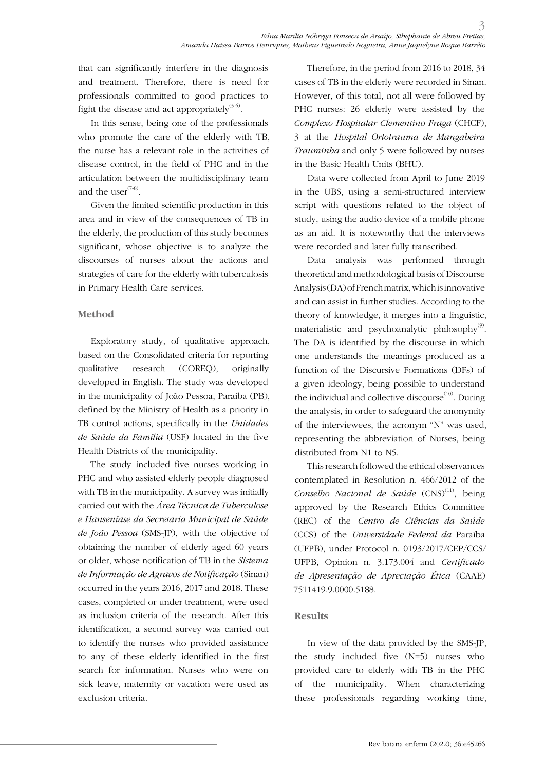that can significantly interfere in the diagnosis and treatment. Therefore, there is need for professionals committed to good practices to fight the disease and act appropriately[5-6].

In this sense, being one of the professionals who promote the care of the elderly with TB, the nurse has a relevant role in the activities of disease control, in the field of PHC and in the articulation between the multidisciplinary team and the user[7-8].

Given the limited scientific production in this area and in view of the consequences of TB in the elderly, the production of this study becomes significant, whose objective is to analyze the discourses of nurses about the actions and strategies of care for the elderly with tuberculosis in Primary Health Care services.

## Method

Exploratory study, of qualitative approach, based on the Consolidated criteria for reporting qualitative research (COREQ), originally developed in English. The study was developed in the municipality of João Pessoa, Paraíba (PB), defined by the Ministry of Health as a priority in TB control actions, specifically in the *Unidades de Saúde da Família* (USF) located in the five Health Districts of the municipality.

The study included five nurses working in PHC and who assisted elderly people diagnosed with TB in the municipality. A survey was initially carried out with the *Área Técnica de Tuberculose e Hanseníase da Secretaria Municipal de Saúde de João Pessoa* (SMS-JP), with the objective of obtaining the number of elderly aged 60 years or older, whose notification of TB in the *Sistema de Informação de Agravos de Notificação* (Sinan) occurred in the years 2016, 2017 and 2018. These cases, completed or under treatment, were used as inclusion criteria of the research. After this identification, a second survey was carried out to identify the nurses who provided assistance to any of these elderly identified in the first search for information. Nurses who were on sick leave, maternity or vacation were used as exclusion criteria.

Therefore, in the period from 2016 to 2018, 34 cases of TB in the elderly were recorded in Sinan. However, of this total, not all were followed by PHC nurses: 26 elderly were assisted by the *Complexo Hospitalar Clementino Fraga* (CHCF), 3 at the *Hospital Ortotrauma de Mangabeira Trauminha* and only 5 were followed by nurses in the Basic Health Units (BHU).

Data were collected from April to June 2019 in the UBS, using a semi-structured interview script with questions related to the object of study, using the audio device of a mobile phone as an aid. It is noteworthy that the interviews were recorded and later fully transcribed.

Data analysis was performed through theoretical and methodological basis of Discourse Analysis (DA) of French matrix, which is innovative and can assist in further studies. According to the theory of knowledge, it merges into a linguistic, materialistic and psychoanalytic philosophy[9]. The DA is identified by the discourse in which one understands the meanings produced as a function of the Discursive Formations (DFs) of a given ideology, being possible to understand the individual and collective discourse[10]. During the analysis, in order to safeguard the anonymity of the interviewees, the acronym "N" was used, representing the abbreviation of Nurses, being distributed from N1 to N5.

This research followed the ethical observances contemplated in Resolution n. 466/2012 of the *Conselho Nacional de Saúde* (CNS)[11], being approved by the Research Ethics Committee (REC) of the *Centro de Ciências da Saúde* (CCS) of the *Universidade Federal da* Paraíba (UFPB), under Protocol n. 0193/2017/CEP/CCS/UFPB, Opinion n. 3.173.004 and *Certificado de Apresentação de Apreciação Ética* (CAAE) 7511419.9.0000.5188.

## Results

In view of the data provided by the SMS-JP, the study included five (N=5) nurses who provided care to elderly with TB in the PHC of the municipality. When characterizing these professionals regarding working time,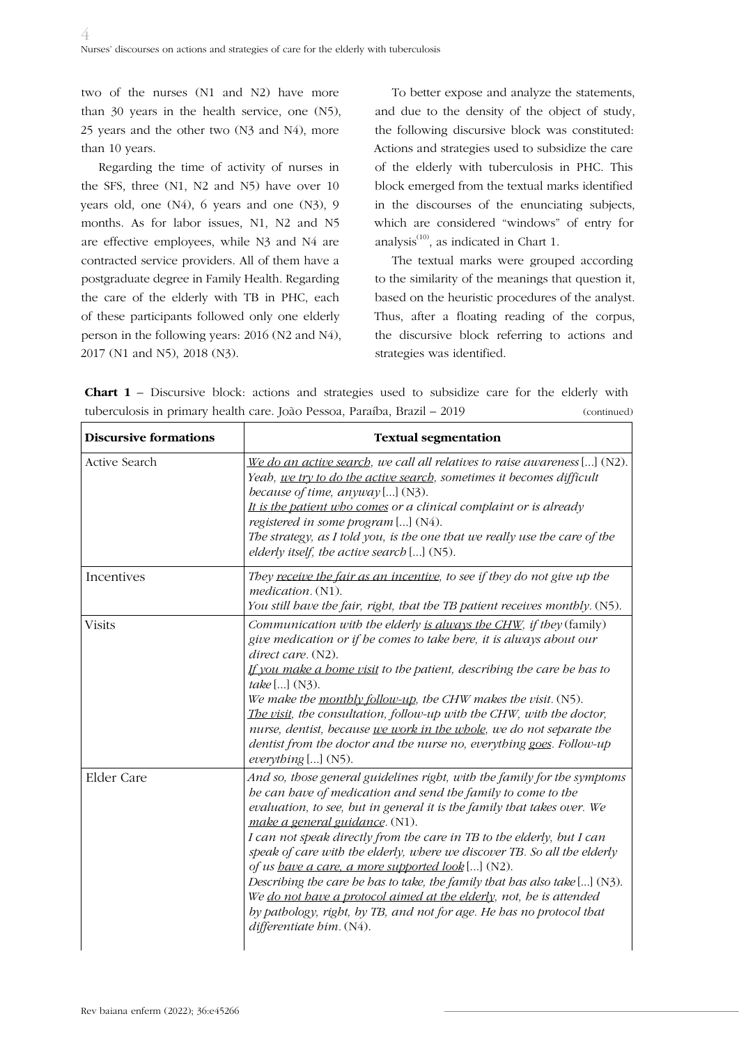two of the nurses (N1 and N2) have more than 30 years in the health service, one (N5), 25 years and the other two (N3 and N4), more than 10 years.

Regarding the time of activity of nurses in the SFS, three (N1, N2 and N5) have over 10 years old, one (N4), 6 years and one (N3), 9 months. As for labor issues, N1, N2 and N5 are effective employees, while N3 and N4 are contracted service providers. All of them have a postgraduate degree in Family Health. Regarding the care of the elderly with TB in PHC, each of these participants followed only one elderly person in the following years: 2016 (N2 and N4), 2017 (N1 and N5), 2018 (N3).

To better expose and analyze the statements, and due to the density of the object of study, the following discursive block was constituted: Actions and strategies used to subsidize the care of the elderly with tuberculosis in PHC. This block emerged from the textual marks identified in the discourses of the enunciating subjects, which are considered "windows" of entry for analysis[10], as indicated in Chart 1.

The textual marks were grouped according to the similarity of the meanings that question it, based on the heuristic procedures of the analyst. Thus, after a floating reading of the corpus, the discursive block referring to actions and strategies was identified.

**Chart 1** – Discursive block: actions and strategies used to subsidize care for the elderly with tuberculosis in primary health care. João Pessoa, Paraíba, Brazil – 2019 (continued)

| Discursive formations | Textual segmentation |
|---|---|
| Active Search | *We do an active search, we call all relatives to raise awareness* [...] (N2). *Yeah, we try to do the active search, sometimes it becomes difficult because of time, anyway* [...] (N3). *It is the patient who comes or a clinical complaint or is already registered in some program* [...] (N4). *The strategy, as I told you, is the one that we really use the care of the elderly itself, the active search* [...] (N5). |
| Incentives | *They receive the fair as an incentive, to see if they do not give up the medication*. (N1). *You still have the fair, right, that the TB patient receives monthly*. (N5). |
| Visits | *Communication with the elderly is always the CHW, if they* (family) *give medication or if he comes to take here, it is always about our direct care*. (N2). *If you make a home visit to the patient, describing the care he has to take* [...] (N3). *We make the monthly follow-up, the CHW makes the visit*. (N5). *The visit, the consultation, follow-up with the CHW, with the doctor, nurse, dentist, because we work in the whole, we do not separate the dentist from the doctor and the nurse no, everything goes. Follow-up everything* [...] (N5). |
| Elder Care | *And so, those general guidelines right, with the family for the symptoms he can have of medication and send the family to come to the evaluation, to see, but in general it is the family that takes over. We make a general guidance*. (N1). *I can not speak directly from the care in TB to the elderly, but I can speak of care with the elderly, where we discover TB. So all the elderly of us have a care, a more supported look* [...] (N2). *Describing the care he has to take, the family that has also take* [...] (N3). *We do not have a protocol aimed at the elderly, not, he is attended by pathology, right, by TB, and not for age. He has no protocol that differentiate him*. (N4). |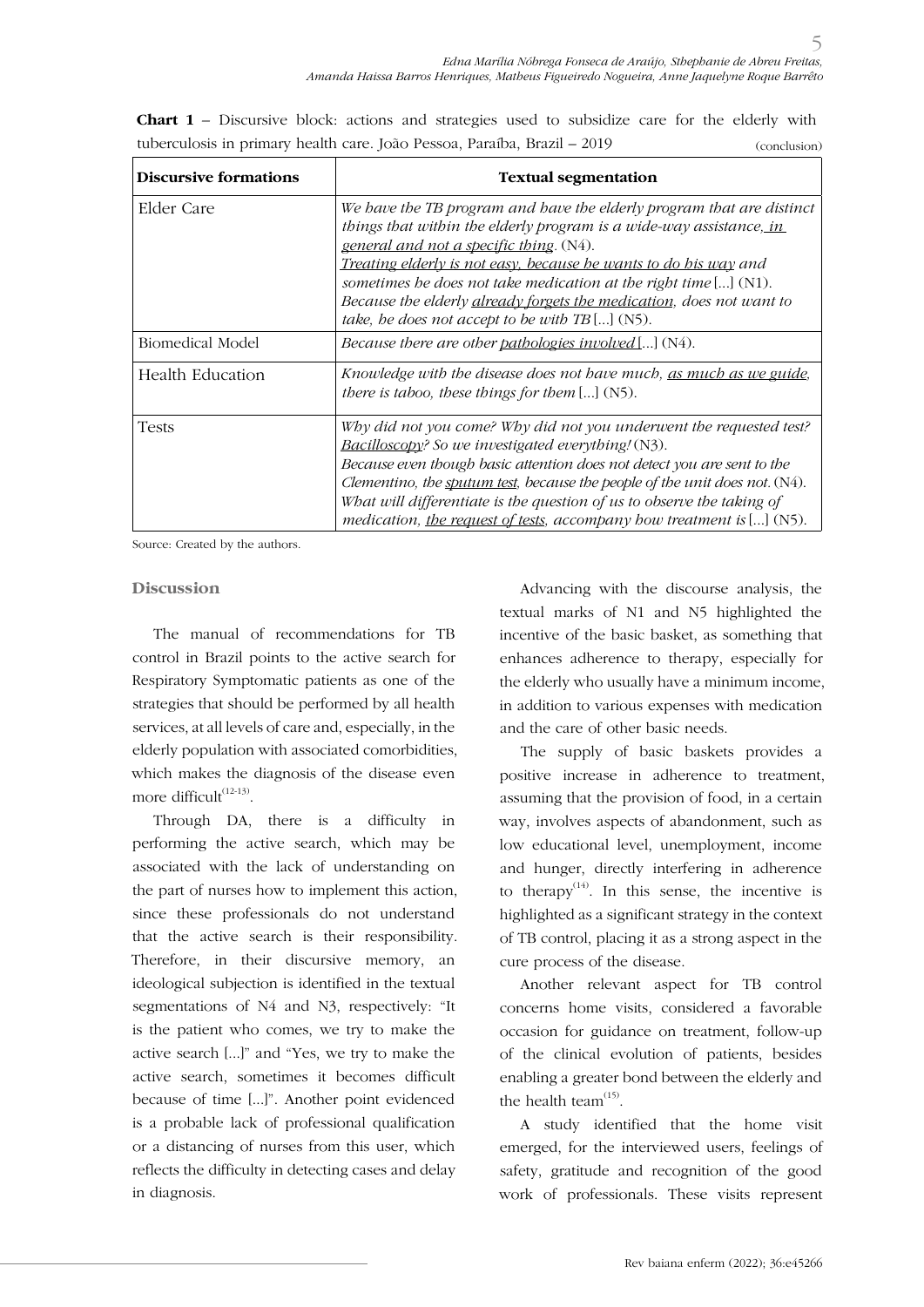**Chart 1** – Discursive block: actions and strategies used to subsidize care for the elderly with tuberculosis in primary health care. João Pessoa, Paraíba, Brazil – 2019 (conclusion)

| **Discursive formations** | **Textual segmentation** |
|---|---|
| Elder Care | *We have the TB program and have the elderly program that are distinct things that within the elderly program is a wide-way assistance, <u>in general and not a specific thing</u>.* (N4). <u>*Treating elderly is not easy, because he wants to do his way*</u> *and sometimes he does not take medication at the right time* [...] (N1). *Because the elderly <u>already forgets the medication</u>, does not want to take, he does not accept to be with TB* [...] (N5). |
| Biomedical Model | *Because there are other <u>pathologies involved</u>* [...] (N4). |
| Health Education | *Knowledge with the disease does not have much, <u>as much as we guide</u>, there is taboo, these things for them* [...] (N5). |
| Tests | *Why did not you come? Why did not you underwent the requested test? <u>Bacilloscopy</u>? So we investigated everything!* (N3). *Because even though basic attention does not detect you are sent to the Clementino, the <u>sputum test</u>, because the people of the unit does not.* (N4). *What will differentiate is the question of us to observe the taking of medication, <u>the request of tests</u>, accompany how treatment is* [...] (N5). |

Source: Created by the authors.

## Discussion

The manual of recommendations for TB control in Brazil points to the active search for Respiratory Symptomatic patients as one of the strategies that should be performed by all health services, at all levels of care and, especially, in the elderly population with associated comorbidities, which makes the diagnosis of the disease even more difficult[12-13].

Through DA, there is a difficulty in performing the active search, which may be associated with the lack of understanding on the part of nurses how to implement this action, since these professionals do not understand that the active search is their responsibility. Therefore, in their discursive memory, an ideological subjection is identified in the textual segmentations of N4 and N3, respectively: "It is the patient who comes, we try to make the active search [...]" and "Yes, we try to make the active search, sometimes it becomes difficult because of time [...]". Another point evidenced is a probable lack of professional qualification or a distancing of nurses from this user, which reflects the difficulty in detecting cases and delay in diagnosis.

Advancing with the discourse analysis, the textual marks of N1 and N5 highlighted the incentive of the basic basket, as something that enhances adherence to therapy, especially for the elderly who usually have a minimum income, in addition to various expenses with medication and the care of other basic needs.

The supply of basic baskets provides a positive increase in adherence to treatment, assuming that the provision of food, in a certain way, involves aspects of abandonment, such as low educational level, unemployment, income and hunger, directly interfering in adherence to therapy[14]. In this sense, the incentive is highlighted as a significant strategy in the context of TB control, placing it as a strong aspect in the cure process of the disease.

Another relevant aspect for TB control concerns home visits, considered a favorable occasion for guidance on treatment, follow-up of the clinical evolution of patients, besides enabling a greater bond between the elderly and the health team[15].

A study identified that the home visit emerged, for the interviewed users, feelings of safety, gratitude and recognition of the good work of professionals. These visits represent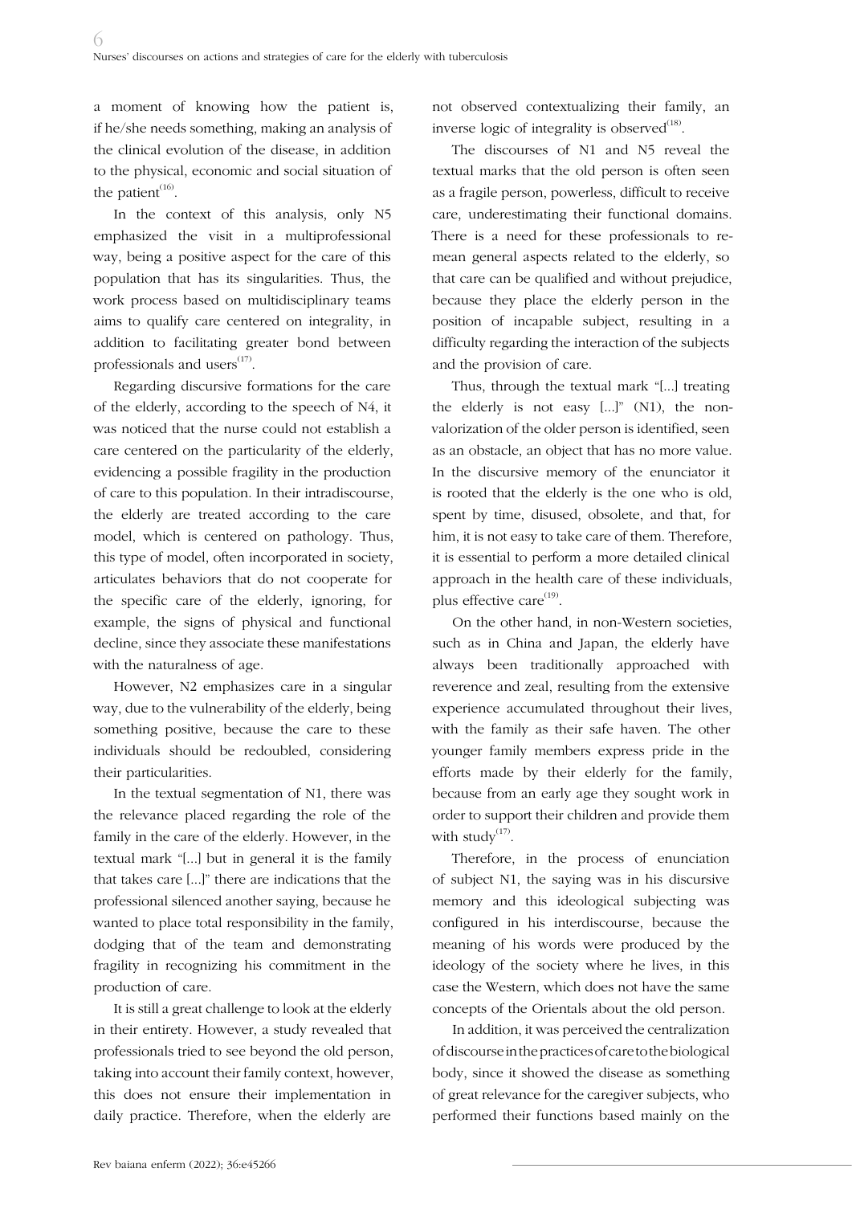a moment of knowing how the patient is, if he/she needs something, making an analysis of the clinical evolution of the disease, in addition to the physical, economic and social situation of the patient[16].

In the context of this analysis, only N5 emphasized the visit in a multiprofessional way, being a positive aspect for the care of this population that has its singularities. Thus, the work process based on multidisciplinary teams aims to qualify care centered on integrality, in addition to facilitating greater bond between professionals and users[17].

Regarding discursive formations for the care of the elderly, according to the speech of N4, it was noticed that the nurse could not establish a care centered on the particularity of the elderly, evidencing a possible fragility in the production of care to this population. In their intradiscourse, the elderly are treated according to the care model, which is centered on pathology. Thus, this type of model, often incorporated in society, articulates behaviors that do not cooperate for the specific care of the elderly, ignoring, for example, the signs of physical and functional decline, since they associate these manifestations with the naturalness of age.

However, N2 emphasizes care in a singular way, due to the vulnerability of the elderly, being something positive, because the care to these individuals should be redoubled, considering their particularities.

In the textual segmentation of N1, there was the relevance placed regarding the role of the family in the care of the elderly. However, in the textual mark "[...] but in general it is the family that takes care [...]" there are indications that the professional silenced another saying, because he wanted to place total responsibility in the family, dodging that of the team and demonstrating fragility in recognizing his commitment in the production of care.

It is still a great challenge to look at the elderly in their entirety. However, a study revealed that professionals tried to see beyond the old person, taking into account their family context, however, this does not ensure their implementation in daily practice. Therefore, when the elderly are not observed contextualizing their family, an inverse logic of integrality is observed[18].

The discourses of N1 and N5 reveal the textual marks that the old person is often seen as a fragile person, powerless, difficult to receive care, underestimating their functional domains. There is a need for these professionals to re-mean general aspects related to the elderly, so that care can be qualified and without prejudice, because they place the elderly person in the position of incapable subject, resulting in a difficulty regarding the interaction of the subjects and the provision of care.

Thus, through the textual mark "[...] treating the elderly is not easy [...]" (N1), the non-valorization of the older person is identified, seen as an obstacle, an object that has no more value. In the discursive memory of the enunciator it is rooted that the elderly is the one who is old, spent by time, disused, obsolete, and that, for him, it is not easy to take care of them. Therefore, it is essential to perform a more detailed clinical approach in the health care of these individuals, plus effective care[19].

On the other hand, in non-Western societies, such as in China and Japan, the elderly have always been traditionally approached with reverence and zeal, resulting from the extensive experience accumulated throughout their lives, with the family as their safe haven. The other younger family members express pride in the efforts made by their elderly for the family, because from an early age they sought work in order to support their children and provide them with study[17].

Therefore, in the process of enunciation of subject N1, the saying was in his discursive memory and this ideological subjecting was configured in his interdiscourse, because the meaning of his words were produced by the ideology of the society where he lives, in this case the Western, which does not have the same concepts of the Orientals about the old person.

In addition, it was perceived the centralization of discourse in the practices of care to the biological body, since it showed the disease as something of great relevance for the caregiver subjects, who performed their functions based mainly on the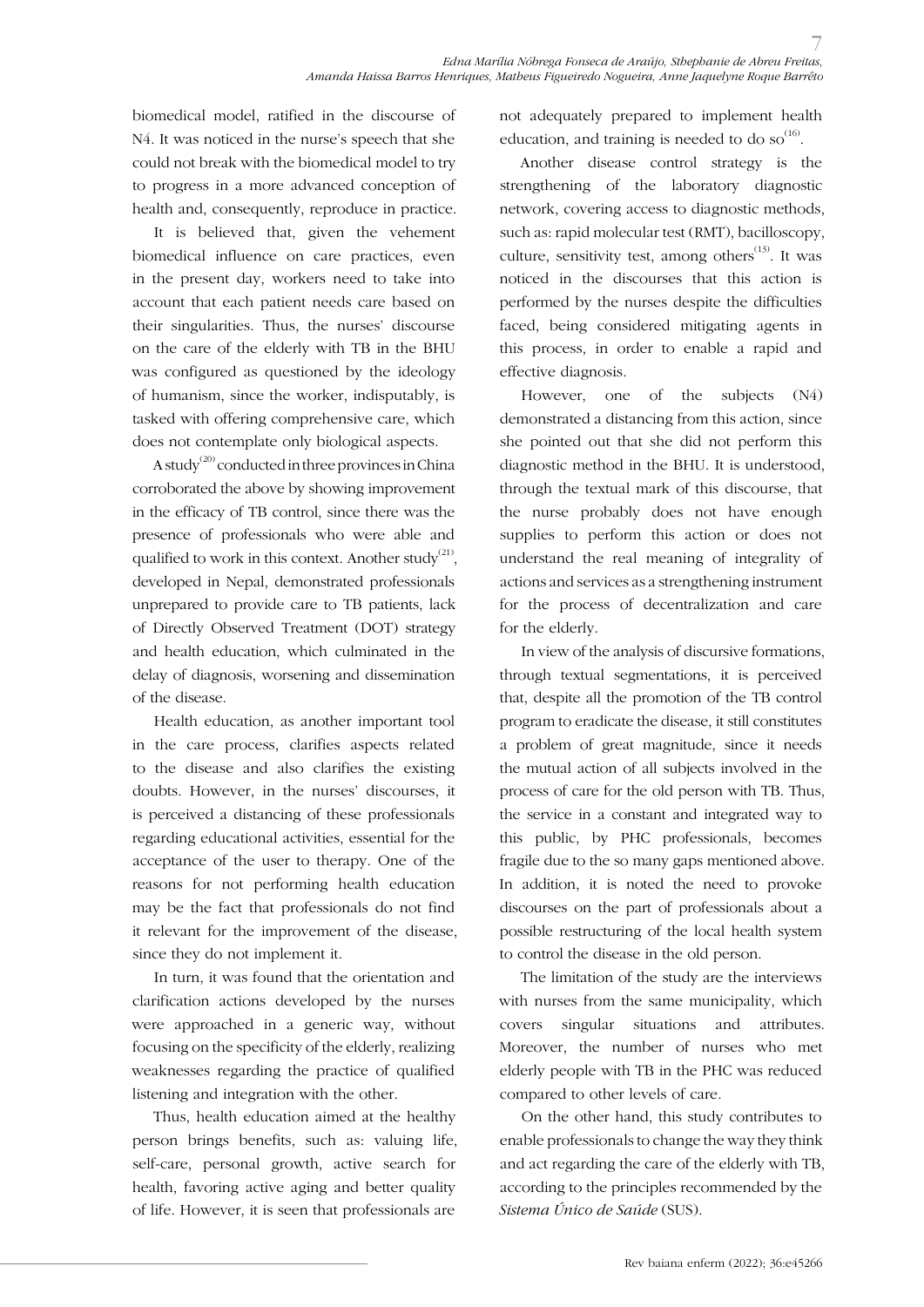biomedical model, ratified in the discourse of N4. It was noticed in the nurse's speech that she could not break with the biomedical model to try to progress in a more advanced conception of health and, consequently, reproduce in practice.

It is believed that, given the vehement biomedical influence on care practices, even in the present day, workers need to take into account that each patient needs care based on their singularities. Thus, the nurses' discourse on the care of the elderly with TB in the BHU was configured as questioned by the ideology of humanism, since the worker, indisputably, is tasked with offering comprehensive care, which does not contemplate only biological aspects.

A study[20] conducted in three provinces in China corroborated the above by showing improvement in the efficacy of TB control, since there was the presence of professionals who were able and qualified to work in this context. Another study[21], developed in Nepal, demonstrated professionals unprepared to provide care to TB patients, lack of Directly Observed Treatment (DOT) strategy and health education, which culminated in the delay of diagnosis, worsening and dissemination of the disease.

Health education, as another important tool in the care process, clarifies aspects related to the disease and also clarifies the existing doubts. However, in the nurses' discourses, it is perceived a distancing of these professionals regarding educational activities, essential for the acceptance of the user to therapy. One of the reasons for not performing health education may be the fact that professionals do not find it relevant for the improvement of the disease, since they do not implement it.

In turn, it was found that the orientation and clarification actions developed by the nurses were approached in a generic way, without focusing on the specificity of the elderly, realizing weaknesses regarding the practice of qualified listening and integration with the other.

Thus, health education aimed at the healthy person brings benefits, such as: valuing life, self-care, personal growth, active search for health, favoring active aging and better quality of life. However, it is seen that professionals are not adequately prepared to implement health education, and training is needed to do so[16].

Another disease control strategy is the strengthening of the laboratory diagnostic network, covering access to diagnostic methods, such as: rapid molecular test (RMT), bacilloscopy, culture, sensitivity test, among others[13]. It was noticed in the discourses that this action is performed by the nurses despite the difficulties faced, being considered mitigating agents in this process, in order to enable a rapid and effective diagnosis.

However, one of the subjects (N4) demonstrated a distancing from this action, since she pointed out that she did not perform this diagnostic method in the BHU. It is understood, through the textual mark of this discourse, that the nurse probably does not have enough supplies to perform this action or does not understand the real meaning of integrality of actions and services as a strengthening instrument for the process of decentralization and care for the elderly.

In view of the analysis of discursive formations, through textual segmentations, it is perceived that, despite all the promotion of the TB control program to eradicate the disease, it still constitutes a problem of great magnitude, since it needs the mutual action of all subjects involved in the process of care for the old person with TB. Thus, the service in a constant and integrated way to this public, by PHC professionals, becomes fragile due to the so many gaps mentioned above. In addition, it is noted the need to provoke discourses on the part of professionals about a possible restructuring of the local health system to control the disease in the old person.

The limitation of the study are the interviews with nurses from the same municipality, which covers singular situations and attributes. Moreover, the number of nurses who met elderly people with TB in the PHC was reduced compared to other levels of care.

On the other hand, this study contributes to enable professionals to change the way they think and act regarding the care of the elderly with TB, according to the principles recommended by the *Sistema Único de Saúde* (SUS).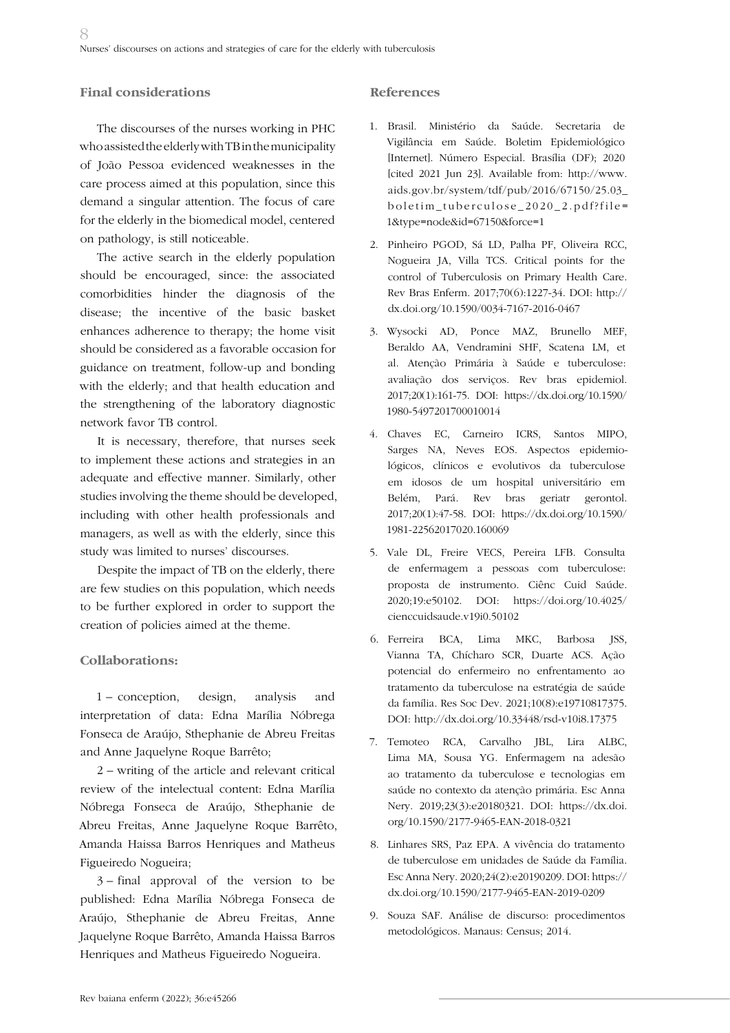## Final considerations

The discourses of the nurses working in PHC who assisted the elderly with TB in the municipality of João Pessoa evidenced weaknesses in the care process aimed at this population, since this demand a singular attention. The focus of care for the elderly in the biomedical model, centered on pathology, is still noticeable.

The active search in the elderly population should be encouraged, since: the associated comorbidities hinder the diagnosis of the disease; the incentive of the basic basket enhances adherence to therapy; the home visit should be considered as a favorable occasion for guidance on treatment, follow-up and bonding with the elderly; and that health education and the strengthening of the laboratory diagnostic network favor TB control.

It is necessary, therefore, that nurses seek to implement these actions and strategies in an adequate and effective manner. Similarly, other studies involving the theme should be developed, including with other health professionals and managers, as well as with the elderly, since this study was limited to nurses' discourses.

Despite the impact of TB on the elderly, there are few studies on this population, which needs to be further explored in order to support the creation of policies aimed at the theme.

## Collaborations:

1 – conception, design, analysis and interpretation of data: Edna Marília Nóbrega Fonseca de Araújo, Sthephanie de Abreu Freitas and Anne Jaquelyne Roque Barrêto;

2 – writing of the article and relevant critical review of the intelectual content: Edna Marília Nóbrega Fonseca de Araújo, Sthephanie de Abreu Freitas, Anne Jaquelyne Roque Barrêto, Amanda Haissa Barros Henriques and Matheus Figueiredo Nogueira;

3 – final approval of the version to be published: Edna Marília Nóbrega Fonseca de Araújo, Sthephanie de Abreu Freitas, Anne Jaquelyne Roque Barrêto, Amanda Haissa Barros Henriques and Matheus Figueiredo Nogueira.

## References

1. Brasil. Ministério da Saúde. Secretaria de Vigilância em Saúde. Boletim Epidemiológico [Internet]. Número Especial. Brasília (DF); 2020 [cited 2021 Jun 23]. Available from: http://www.aids.gov.br/system/tdf/pub/2016/67150/25.03_boletim_tuberculose_2020_2.pdf?file=1&type=node&id=67150&force=1

2. Pinheiro PGOD, Sá LD, Palha PF, Oliveira RCC, Nogueira JA, Villa TCS. Critical points for the control of Tuberculosis on Primary Health Care. Rev Bras Enferm. 2017;70(6):1227-34. DOI: http://dx.doi.org/10.1590/0034-7167-2016-0467

3. Wysocki AD, Ponce MAZ, Brunello MEF, Beraldo AA, Vendramini SHF, Scatena LM, et al. Atenção Primária à Saúde e tuberculose: avaliação dos serviços. Rev bras epidemiol. 2017;20(1):161-75. DOI: https://dx.doi.org/10.1590/1980-5497201700010014

4. Chaves EC, Carneiro ICRS, Santos MIPO, Sarges NA, Neves EOS. Aspectos epidemiológicos, clínicos e evolutivos da tuberculose em idosos de um hospital universitário em Belém, Pará. Rev bras geriatr gerontol. 2017;20(1):47-58. DOI: https://dx.doi.org/10.1590/1981-22562017020.160069

5. Vale DL, Freire VECS, Pereira LFB. Consulta de enfermagem a pessoas com tuberculose: proposta de instrumento. Ciênc Cuid Saúde. 2020;19:e50102. DOI: https://doi.org/10.4025/cienccuidsaude.v19i0.50102

6. Ferreira BCA, Lima MKC, Barbosa JSS, Vianna TA, Chícharo SCR, Duarte ACS. Ação potencial do enfermeiro no enfrentamento ao tratamento da tuberculose na estratégia de saúde da família. Res Soc Dev. 2021;10(8):e19710817375. DOI: http://dx.doi.org/10.33448/rsd-v10i8.17375

7. Temoteo RCA, Carvalho JBL, Lira ALBC, Lima MA, Sousa YG. Enfermagem na adesão ao tratamento da tuberculose e tecnologias em saúde no contexto da atenção primária. Esc Anna Nery. 2019;23(3):e20180321. DOI: https://dx.doi.org/10.1590/2177-9465-EAN-2018-0321

8. Linhares SRS, Paz EPA. A vivência do tratamento de tuberculose em unidades de Saúde da Família. Esc Anna Nery. 2020;24(2):e20190209. DOI: https://dx.doi.org/10.1590/2177-9465-EAN-2019-0209

9. Souza SAF. Análise de discurso: procedimentos metodológicos. Manaus: Census; 2014.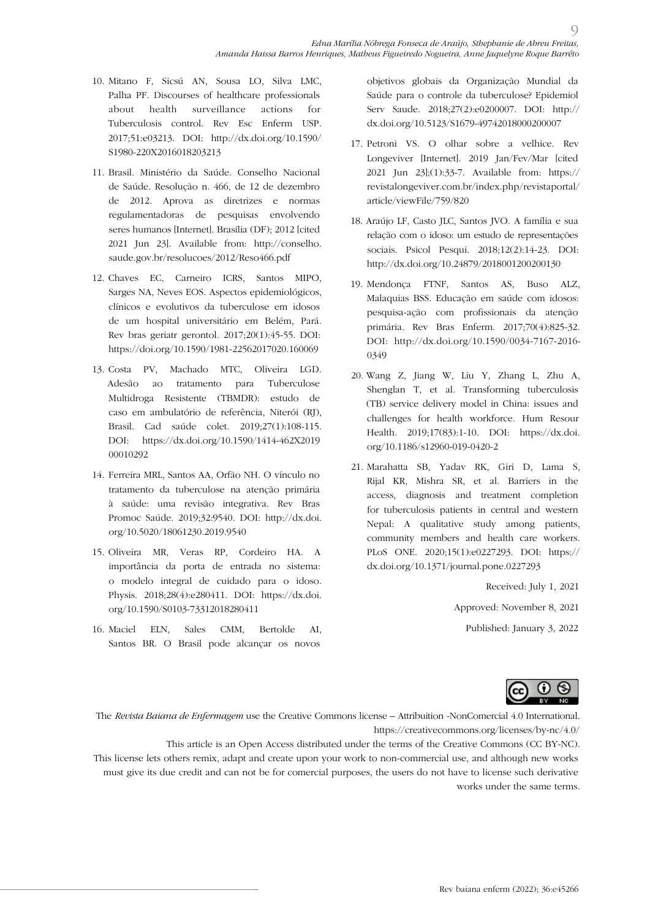10. Mitano F, Sicsú AN, Sousa LO, Silva LMC, Palha PF. Discourses of healthcare professionals about health surveillance actions for Tuberculosis control. Rev Esc Enferm USP. 2017;51:e03213. DOI: http://dx.doi.org/10.1590/S1980-220X2016018203213

11. Brasil. Ministério da Saúde. Conselho Nacional de Saúde. Resolução n. 466, de 12 de dezembro de 2012. Aprova as diretrizes e normas regulamentadoras de pesquisas envolvendo seres humanos [Internet]. Brasília (DF); 2012 [cited 2021 Jun 23]. Available from: http://conselho.saude.gov.br/resolucoes/2012/Reso466.pdf

12. Chaves EC, Carneiro ICRS, Santos MIPO, Sarges NA, Neves EOS. Aspectos epidemiológicos, clínicos e evolutivos da tuberculose em idosos de um hospital universitário em Belém, Pará. Rev bras geriatr gerontol. 2017;20(1):45-55. DOI: https://doi.org/10.1590/1981-22562017020.160069

13. Costa PV, Machado MTC, Oliveira LGD. Adesão ao tratamento para Tuberculose Multidroga Resistente (TBMDR): estudo de caso em ambulatório de referência, Niterói (RJ), Brasil. Cad saúde colet. 2019;27(1):108-115. DOI: https://dx.doi.org/10.1590/1414-462X201900010292

14. Ferreira MRL, Santos AA, Orfão NH. O vínculo no tratamento da tuberculose na atenção primária à saúde: uma revisão integrativa. Rev Bras Promoc Saúde. 2019;32:9540. DOI: http://dx.doi.org/10.5020/18061230.2019.9540

15. Oliveira MR, Veras RP, Cordeiro HA. A importância da porta de entrada no sistema: o modelo integral de cuidado para o idoso. Physis. 2018;28(4):e280411. DOI: https://dx.doi.org/10.1590/S0103-73312018280411

16. Maciel ELN, Sales CMM, Bertolde AI, Santos BR. O Brasil pode alcançar os novos objetivos globais da Organização Mundial da Saúde para o controle da tuberculose? Epidemiol Serv Saude. 2018;27(2):e0200007. DOI: http://dx.doi.org/10.5123/S1679-49742018000200007

17. Petroni VS. O olhar sobre a velhice. Rev Longeviver [Internet]. 2019 Jan/Fev/Mar [cited 2021 Jun 23];(1):33-7. Available from: https://revistalongeviver.com.br/index.php/revistaportal/article/viewFile/759/820

18. Araújo LF, Casto JLC, Santos JVO. A família e sua relação com o idoso: um estudo de representações sociais. Psicol Pesqui. 2018;12(2):14-23. DOI: http://dx.doi.org/10.24879/2018001200200130

19. Mendonça FTNF, Santos AS, Buso ALZ, Malaquias BSS. Educação em saúde com idosos: pesquisa-ação com profissionais da atenção primária. Rev Bras Enferm. 2017;70(4):825-32. DOI: http://dx.doi.org/10.1590/0034-7167-2016-0349

20. Wang Z, Jiang W, Liu Y, Zhang L, Zhu A, Shenglan T, et al. Transforming tuberculosis (TB) service delivery model in China: issues and challenges for health workforce. Hum Resour Health. 2019;17(83):1-10. DOI: https://dx.doi.org/10.1186/s12960-019-0420-2

21. Marahatta SB, Yadav RK, Giri D, Lama S, Rijal KR, Mishra SR, et al. Barriers in the access, diagnosis and treatment completion for tuberculosis patients in central and western Nepal: A qualitative study among patients, community members and health care workers. PLoS ONE. 2020;15(1):e0227293. DOI: https://dx.doi.org/10.1371/journal.pone.0227293

Received: July 1, 2021

Approved: November 8, 2021

Published: January 3, 2022

The *Revista Baiana de Enfermagem* use the Creative Commons license – Attribuition -NonComercial 4.0 International.
https://creativecommons.org/licenses/by-nc/4.0/

This article is an Open Access distributed under the terms of the Creative Commons (CC BY-NC).
This license lets others remix, adapt and create upon your work to non-commercial use, and although new works must give its due credit and can not be for comercial purposes, the users do not have to license such derivative works under the same terms.